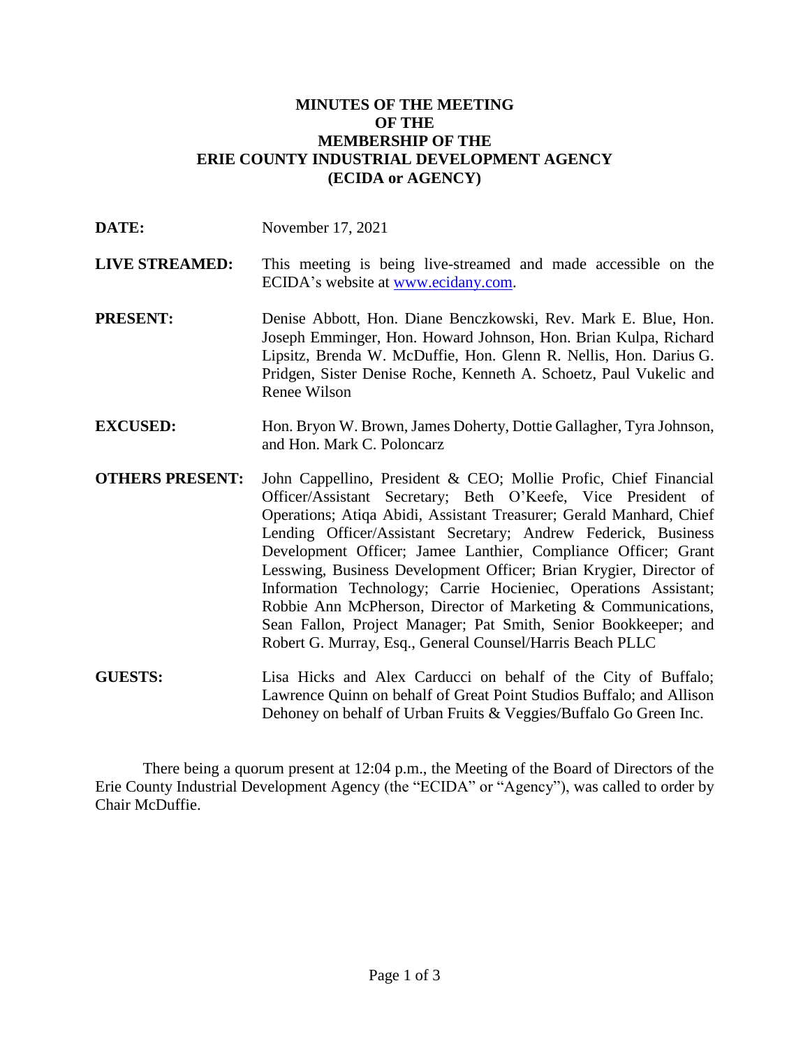# MINUTES OF THE MEETING OF THE MEMBERSHIP OF THE ERIE COUNTY INDUSTRIAL DEVELOPMENT AGENCY (ECIDA or AGENCY)

**DATE:** November 17, 2021

**LIVE STREAMED:** This meeting is being live-streamed and made accessible on the ECIDA's website at www.ecidany.com.

**PRESENT:** Denise Abbott, Hon. Diane Benczkowski, Rev. Mark E. Blue, Hon. Joseph Emminger, Hon. Howard Johnson, Hon. Brian Kulpa, Richard Lipsitz, Brenda W. McDuffie, Hon. Glenn R. Nellis, Hon. Darius G. Pridgen, Sister Denise Roche, Kenneth A. Schoetz, Paul Vukelic and Renee Wilson

**EXCUSED:** Hon. Bryon W. Brown, James Doherty, Dottie Gallagher, Tyra Johnson, and Hon. Mark C. Poloncarz

**OTHERS PRESENT:** John Cappellino, President & CEO; Mollie Profic, Chief Financial Officer/Assistant Secretary; Beth O'Keefe, Vice President of Operations; Atiqa Abidi, Assistant Treasurer; Gerald Manhard, Chief Lending Officer/Assistant Secretary; Andrew Federick, Business Development Officer; Jamee Lanthier, Compliance Officer; Grant Lesswing, Business Development Officer; Brian Krygier, Director of Information Technology; Carrie Hocieniec, Operations Assistant; Robbie Ann McPherson, Director of Marketing & Communications, Sean Fallon, Project Manager; Pat Smith, Senior Bookkeeper; and Robert G. Murray, Esq., General Counsel/Harris Beach PLLC

**GUESTS:** Lisa Hicks and Alex Carducci on behalf of the City of Buffalo; Lawrence Quinn on behalf of Great Point Studios Buffalo; and Allison Dehoney on behalf of Urban Fruits & Veggies/Buffalo Go Green Inc.

There being a quorum present at 12:04 p.m., the Meeting of the Board of Directors of the Erie County Industrial Development Agency (the "ECIDA" or "Agency"), was called to order by Chair McDuffie.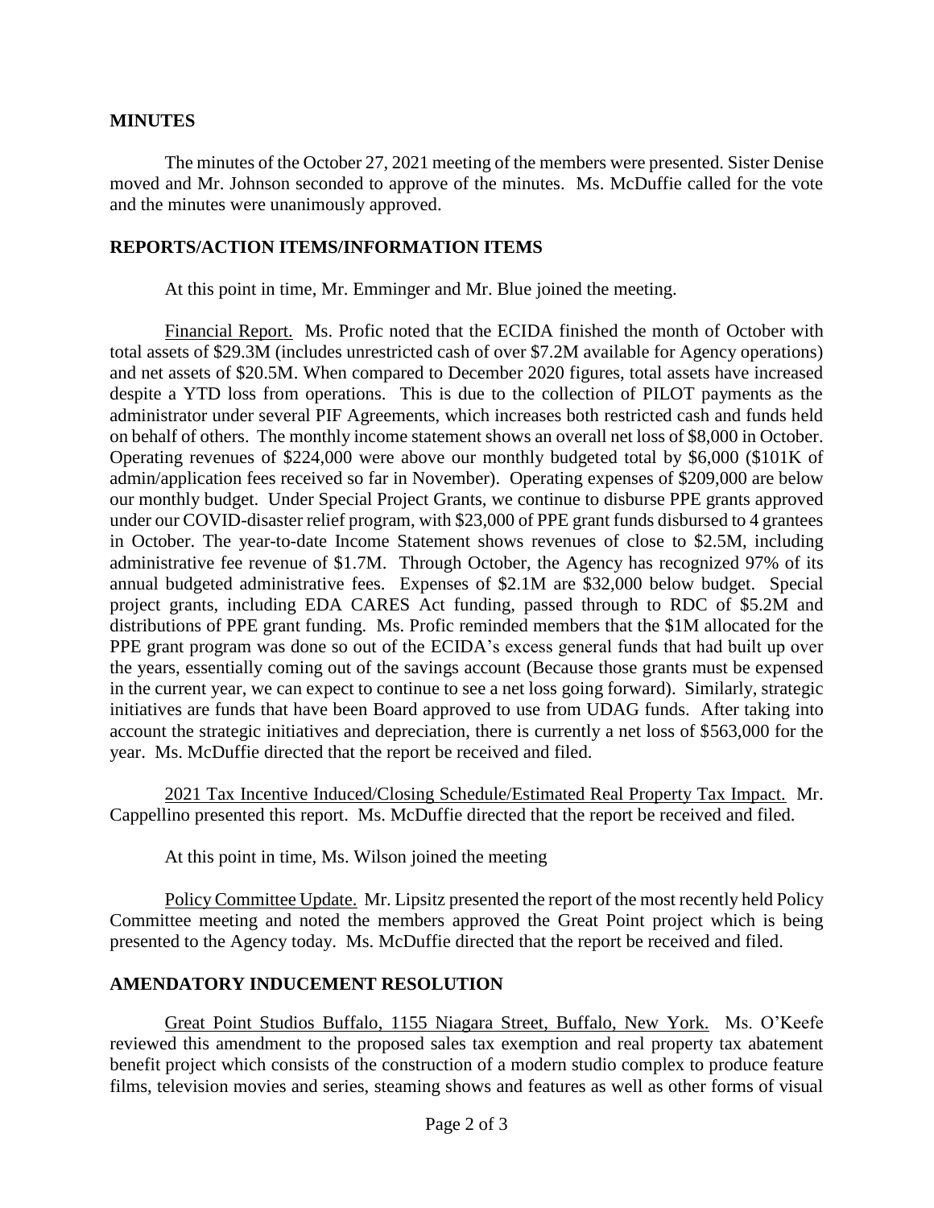## MINUTES

The minutes of the October 27, 2021 meeting of the members were presented. Sister Denise moved and Mr. Johnson seconded to approve of the minutes. Ms. McDuffie called for the vote and the minutes were unanimously approved.

## REPORTS/ACTION ITEMS/INFORMATION ITEMS

At this point in time, Mr. Emminger and Mr. Blue joined the meeting.

Financial Report. Ms. Profic noted that the ECIDA finished the month of October with total assets of $29.3M (includes unrestricted cash of over $7.2M available for Agency operations) and net assets of $20.5M. When compared to December 2020 figures, total assets have increased despite a YTD loss from operations. This is due to the collection of PILOT payments as the administrator under several PIF Agreements, which increases both restricted cash and funds held on behalf of others. The monthly income statement shows an overall net loss of $8,000 in October. Operating revenues of $224,000 were above our monthly budgeted total by $6,000 ($101K of admin/application fees received so far in November). Operating expenses of $209,000 are below our monthly budget. Under Special Project Grants, we continue to disburse PPE grants approved under our COVID-disaster relief program, with $23,000 of PPE grant funds disbursed to 4 grantees in October. The year-to-date Income Statement shows revenues of close to $2.5M, including administrative fee revenue of $1.7M. Through October, the Agency has recognized 97% of its annual budgeted administrative fees. Expenses of $2.1M are $32,000 below budget. Special project grants, including EDA CARES Act funding, passed through to RDC of $5.2M and distributions of PPE grant funding. Ms. Profic reminded members that the $1M allocated for the PPE grant program was done so out of the ECIDA's excess general funds that had built up over the years, essentially coming out of the savings account (Because those grants must be expensed in the current year, we can expect to continue to see a net loss going forward). Similarly, strategic initiatives are funds that have been Board approved to use from UDAG funds. After taking into account the strategic initiatives and depreciation, there is currently a net loss of $563,000 for the year. Ms. McDuffie directed that the report be received and filed.

2021 Tax Incentive Induced/Closing Schedule/Estimated Real Property Tax Impact. Mr. Cappellino presented this report. Ms. McDuffie directed that the report be received and filed.

At this point in time, Ms. Wilson joined the meeting

Policy Committee Update. Mr. Lipsitz presented the report of the most recently held Policy Committee meeting and noted the members approved the Great Point project which is being presented to the Agency today. Ms. McDuffie directed that the report be received and filed.

## AMENDATORY INDUCEMENT RESOLUTION

Great Point Studios Buffalo, 1155 Niagara Street, Buffalo, New York. Ms. O'Keefe reviewed this amendment to the proposed sales tax exemption and real property tax abatement benefit project which consists of the construction of a modern studio complex to produce feature films, television movies and series, steaming shows and features as well as other forms of visual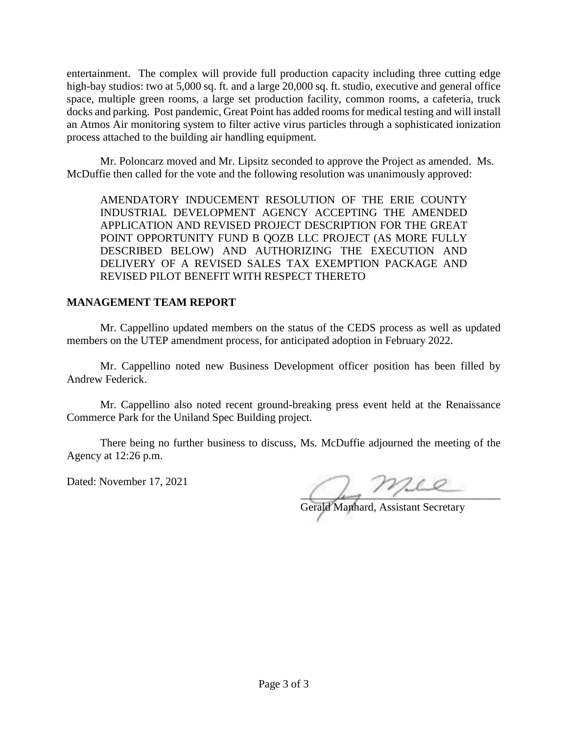entertainment. The complex will provide full production capacity including three cutting edge high-bay studios: two at 5,000 sq. ft. and a large 20,000 sq. ft. studio, executive and general office space, multiple green rooms, a large set production facility, common rooms, a cafeteria, truck docks and parking. Post pandemic, Great Point has added rooms for medical testing and will install an Atmos Air monitoring system to filter active virus particles through a sophisticated ionization process attached to the building air handling equipment.

Mr. Poloncarz moved and Mr. Lipsitz seconded to approve the Project as amended. Ms. McDuffie then called for the vote and the following resolution was unanimously approved:

> AMENDATORY INDUCEMENT RESOLUTION OF THE ERIE COUNTY INDUSTRIAL DEVELOPMENT AGENCY ACCEPTING THE AMENDED APPLICATION AND REVISED PROJECT DESCRIPTION FOR THE GREAT POINT OPPORTUNITY FUND B QOZB LLC PROJECT (AS MORE FULLY DESCRIBED BELOW) AND AUTHORIZING THE EXECUTION AND DELIVERY OF A REVISED SALES TAX EXEMPTION PACKAGE AND REVISED PILOT BENEFIT WITH RESPECT THERETO

**MANAGEMENT TEAM REPORT**

Mr. Cappellino updated members on the status of the CEDS process as well as updated members on the UTEP amendment process, for anticipated adoption in February 2022.

Mr. Cappellino noted new Business Development officer position has been filled by Andrew Federick.

Mr. Cappellino also noted recent ground-breaking press event held at the Renaissance Commerce Park for the Uniland Spec Building project.

There being no further business to discuss, Ms. McDuffie adjourned the meeting of the Agency at 12:26 p.m.

Dated: November 17, 2021

\_\_\_\_\_\_\_\_\_\_\_\_\_\_\_\_\_\_\_\_\_\_\_\_\_\_\_\_\_\_
Gerald Manhard, Assistant Secretary